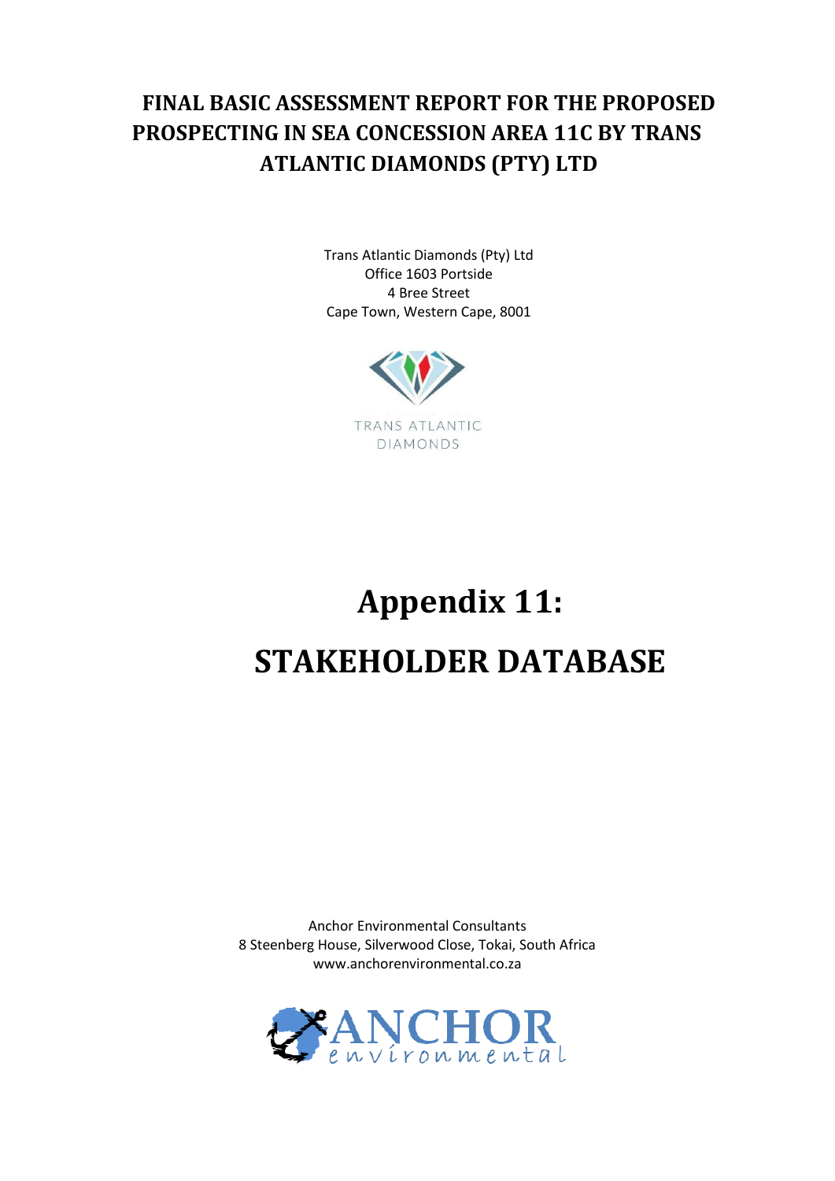# FINAL BASIC ASSESSMENT REPORT FOR THE PROPOSED PROSPECTING IN SEA CONCESSION AREA 11C BY TRANS ATLANTIC DIAMONDS (PTY) LTD

Trans Atlantic Diamonds (Pty) Ltd
Office 1603 Portside
4 Bree Street
Cape Town, Western Cape, 8001

TRANS ATLANTIC DIAMONDS

# Appendix 11:

# STAKEHOLDER DATABASE

Anchor Environmental Consultants
8 Steenberg House, Silverwood Close, Tokai, South Africa
www.anchorenvironmental.co.za

ANCHOR environmental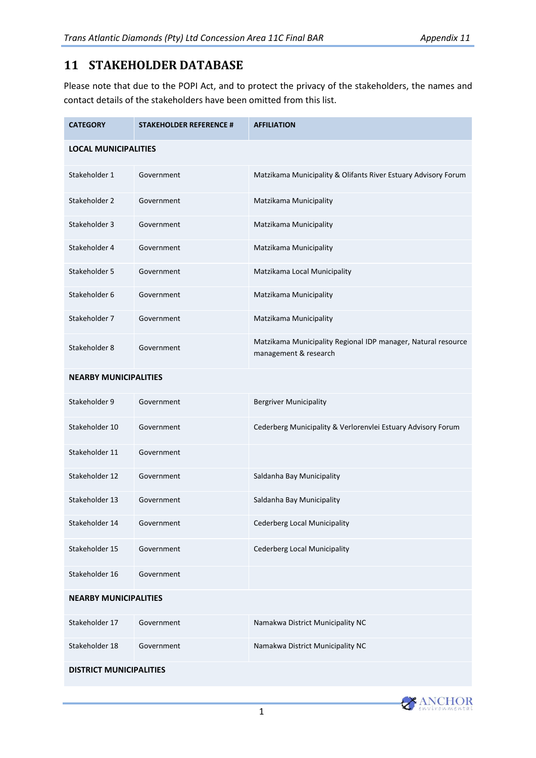# 11 STAKEHOLDER DATABASE

Please note that due to the POPI Act, and to protect the privacy of the stakeholders, the names and contact details of the stakeholders have been omitted from this list.

| CATEGORY | STAKEHOLDER REFERENCE # | AFFILIATION |
|---|---|---|
| **LOCAL MUNICIPALITIES** | | |
| Stakeholder 1 | Government | Matzikama Municipality & Olifants River Estuary Advisory Forum |
| Stakeholder 2 | Government | Matzikama Municipality |
| Stakeholder 3 | Government | Matzikama Municipality |
| Stakeholder 4 | Government | Matzikama Municipality |
| Stakeholder 5 | Government | Matzikama Local Municipality |
| Stakeholder 6 | Government | Matzikama Municipality |
| Stakeholder 7 | Government | Matzikama Municipality |
| Stakeholder 8 | Government | Matzikama Municipality Regional IDP manager, Natural resource management & research |
| **NEARBY MUNICIPALITIES** | | |
| Stakeholder 9 | Government | Bergriver Municipality |
| Stakeholder 10 | Government | Cederberg Municipality & Verlorenvlei Estuary Advisory Forum |
| Stakeholder 11 | Government | |
| Stakeholder 12 | Government | Saldanha Bay Municipality |
| Stakeholder 13 | Government | Saldanha Bay Municipality |
| Stakeholder 14 | Government | Cederberg Local Municipality |
| Stakeholder 15 | Government | Cederberg Local Municipality |
| Stakeholder 16 | Government | |
| **NEARBY MUNICIPALITIES** | | |
| Stakeholder 17 | Government | Namakwa District Municipality NC |
| Stakeholder 18 | Government | Namakwa District Municipality NC |
| **DISTRICT MUNICIPALITIES** | | |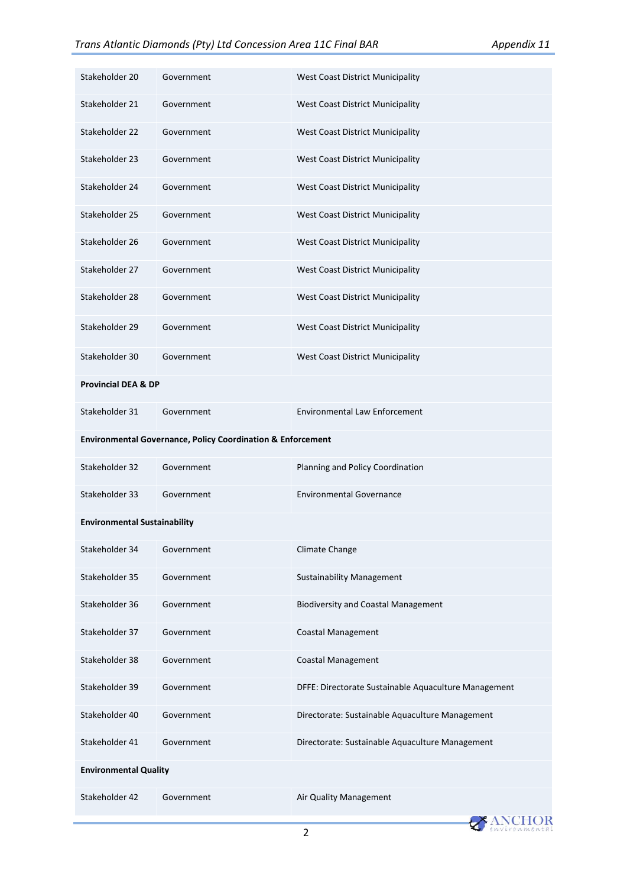| | | |
|---|---|---|
| Stakeholder 20 | Government | West Coast District Municipality |
| Stakeholder 21 | Government | West Coast District Municipality |
| Stakeholder 22 | Government | West Coast District Municipality |
| Stakeholder 23 | Government | West Coast District Municipality |
| Stakeholder 24 | Government | West Coast District Municipality |
| Stakeholder 25 | Government | West Coast District Municipality |
| Stakeholder 26 | Government | West Coast District Municipality |
| Stakeholder 27 | Government | West Coast District Municipality |
| Stakeholder 28 | Government | West Coast District Municipality |
| Stakeholder 29 | Government | West Coast District Municipality |
| Stakeholder 30 | Government | West Coast District Municipality |
| **Provincial DEA & DP** | | |
| Stakeholder 31 | Government | Environmental Law Enforcement |
| **Environmental Governance, Policy Coordination & Enforcement** | | |
| Stakeholder 32 | Government | Planning and Policy Coordination |
| Stakeholder 33 | Government | Environmental Governance |
| **Environmental Sustainability** | | |
| Stakeholder 34 | Government | Climate Change |
| Stakeholder 35 | Government | Sustainability Management |
| Stakeholder 36 | Government | Biodiversity and Coastal Management |
| Stakeholder 37 | Government | Coastal Management |
| Stakeholder 38 | Government | Coastal Management |
| Stakeholder 39 | Government | DFFE: Directorate Sustainable Aquaculture Management |
| Stakeholder 40 | Government | Directorate: Sustainable Aquaculture Management |
| Stakeholder 41 | Government | Directorate: Sustainable Aquaculture Management |
| **Environmental Quality** | | |
| Stakeholder 42 | Government | Air Quality Management |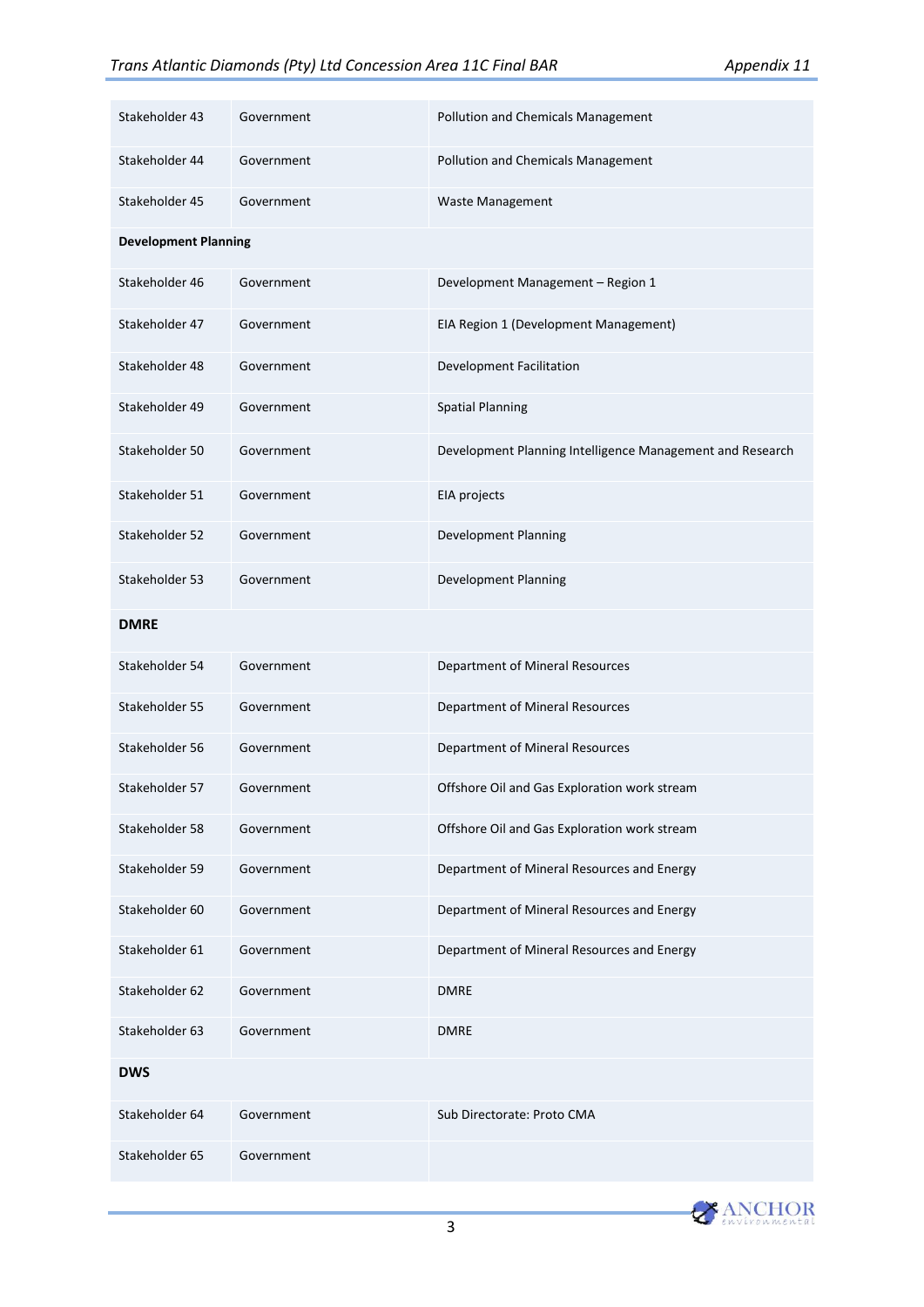| | | |
|---|---|---|
| Stakeholder 43 | Government | Pollution and Chemicals Management |
| Stakeholder 44 | Government | Pollution and Chemicals Management |
| Stakeholder 45 | Government | Waste Management |
| **Development Planning** | | |
| Stakeholder 46 | Government | Development Management – Region 1 |
| Stakeholder 47 | Government | EIA Region 1 (Development Management) |
| Stakeholder 48 | Government | Development Facilitation |
| Stakeholder 49 | Government | Spatial Planning |
| Stakeholder 50 | Government | Development Planning Intelligence Management and Research |
| Stakeholder 51 | Government | EIA projects |
| Stakeholder 52 | Government | Development Planning |
| Stakeholder 53 | Government | Development Planning |
| **DMRE** | | |
| Stakeholder 54 | Government | Department of Mineral Resources |
| Stakeholder 55 | Government | Department of Mineral Resources |
| Stakeholder 56 | Government | Department of Mineral Resources |
| Stakeholder 57 | Government | Offshore Oil and Gas Exploration work stream |
| Stakeholder 58 | Government | Offshore Oil and Gas Exploration work stream |
| Stakeholder 59 | Government | Department of Mineral Resources and Energy |
| Stakeholder 60 | Government | Department of Mineral Resources and Energy |
| Stakeholder 61 | Government | Department of Mineral Resources and Energy |
| Stakeholder 62 | Government | DMRE |
| Stakeholder 63 | Government | DMRE |
| **DWS** | | |
| Stakeholder 64 | Government | Sub Directorate: Proto CMA |
| Stakeholder 65 | Government | |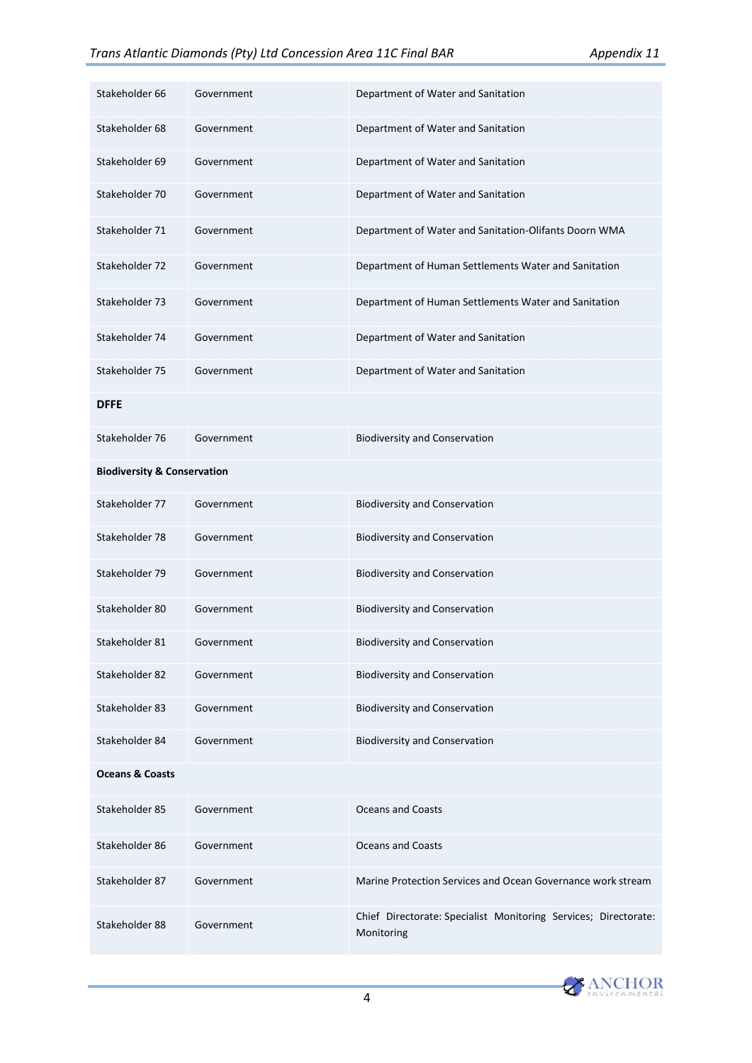| | | |
|---|---|---|
| Stakeholder 66 | Government | Department of Water and Sanitation |
| Stakeholder 68 | Government | Department of Water and Sanitation |
| Stakeholder 69 | Government | Department of Water and Sanitation |
| Stakeholder 70 | Government | Department of Water and Sanitation |
| Stakeholder 71 | Government | Department of Water and Sanitation-Olifants Doorn WMA |
| Stakeholder 72 | Government | Department of Human Settlements Water and Sanitation |
| Stakeholder 73 | Government | Department of Human Settlements Water and Sanitation |
| Stakeholder 74 | Government | Department of Water and Sanitation |
| Stakeholder 75 | Government | Department of Water and Sanitation |
| **DFFE** | | |
| Stakeholder 76 | Government | Biodiversity and Conservation |
| **Biodiversity & Conservation** | | |
| Stakeholder 77 | Government | Biodiversity and Conservation |
| Stakeholder 78 | Government | Biodiversity and Conservation |
| Stakeholder 79 | Government | Biodiversity and Conservation |
| Stakeholder 80 | Government | Biodiversity and Conservation |
| Stakeholder 81 | Government | Biodiversity and Conservation |
| Stakeholder 82 | Government | Biodiversity and Conservation |
| Stakeholder 83 | Government | Biodiversity and Conservation |
| Stakeholder 84 | Government | Biodiversity and Conservation |
| **Oceans & Coasts** | | |
| Stakeholder 85 | Government | Oceans and Coasts |
| Stakeholder 86 | Government | Oceans and Coasts |
| Stakeholder 87 | Government | Marine Protection Services and Ocean Governance work stream |
| Stakeholder 88 | Government | Chief Directorate: Specialist Monitoring Services; Directorate: Monitoring |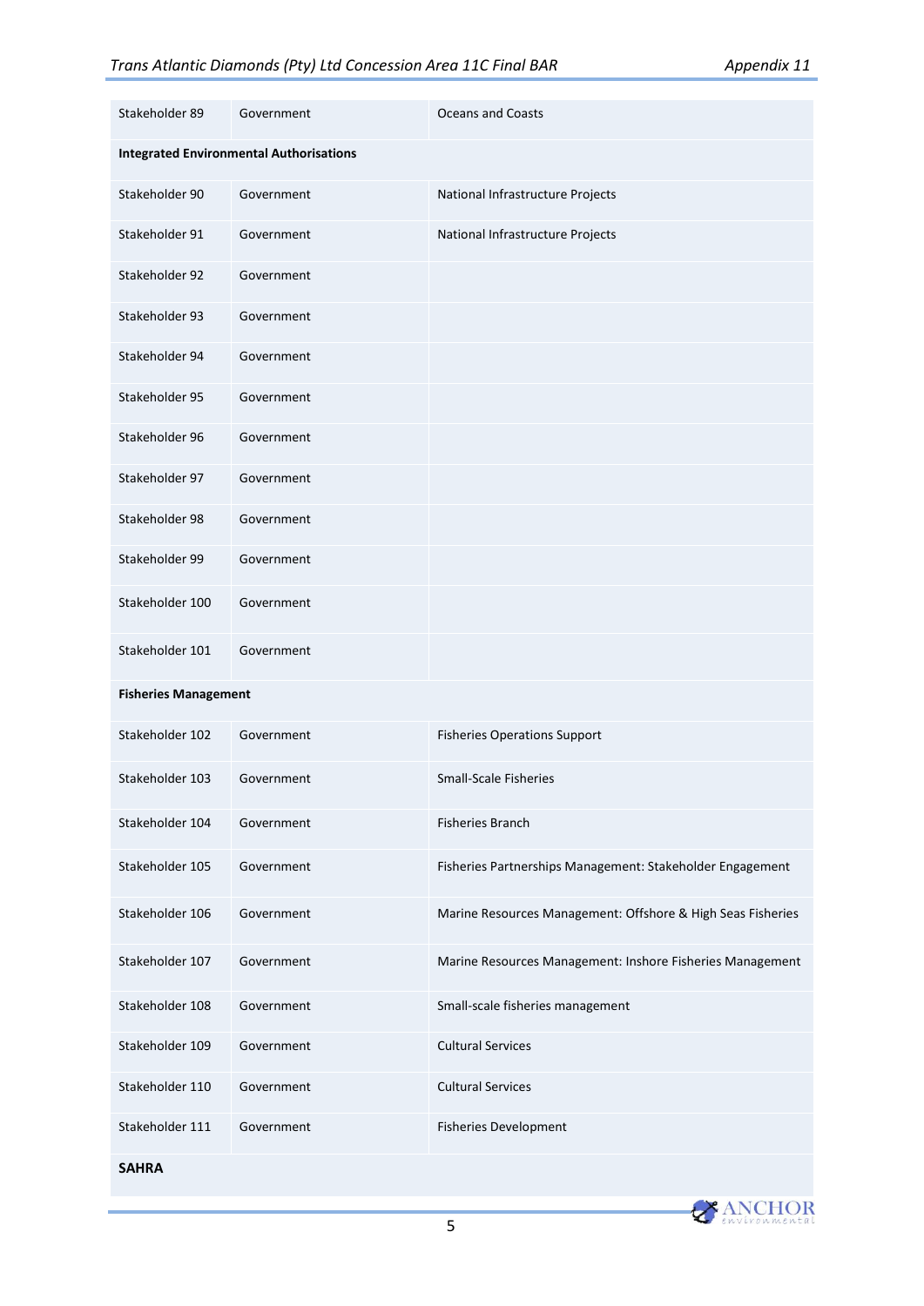| | | |
|---|---|---|
| Stakeholder 89 | Government | Oceans and Coasts |
| **Integrated Environmental Authorisations** | | |
| Stakeholder 90 | Government | National Infrastructure Projects |
| Stakeholder 91 | Government | National Infrastructure Projects |
| Stakeholder 92 | Government | |
| Stakeholder 93 | Government | |
| Stakeholder 94 | Government | |
| Stakeholder 95 | Government | |
| Stakeholder 96 | Government | |
| Stakeholder 97 | Government | |
| Stakeholder 98 | Government | |
| Stakeholder 99 | Government | |
| Stakeholder 100 | Government | |
| Stakeholder 101 | Government | |
| **Fisheries Management** | | |
| Stakeholder 102 | Government | Fisheries Operations Support |
| Stakeholder 103 | Government | Small-Scale Fisheries |
| Stakeholder 104 | Government | Fisheries Branch |
| Stakeholder 105 | Government | Fisheries Partnerships Management: Stakeholder Engagement |
| Stakeholder 106 | Government | Marine Resources Management: Offshore & High Seas Fisheries |
| Stakeholder 107 | Government | Marine Resources Management: Inshore Fisheries Management |
| Stakeholder 108 | Government | Small-scale fisheries management |
| Stakeholder 109 | Government | Cultural Services |
| Stakeholder 110 | Government | Cultural Services |
| Stakeholder 111 | Government | Fisheries Development |
| **SAHRA** | | |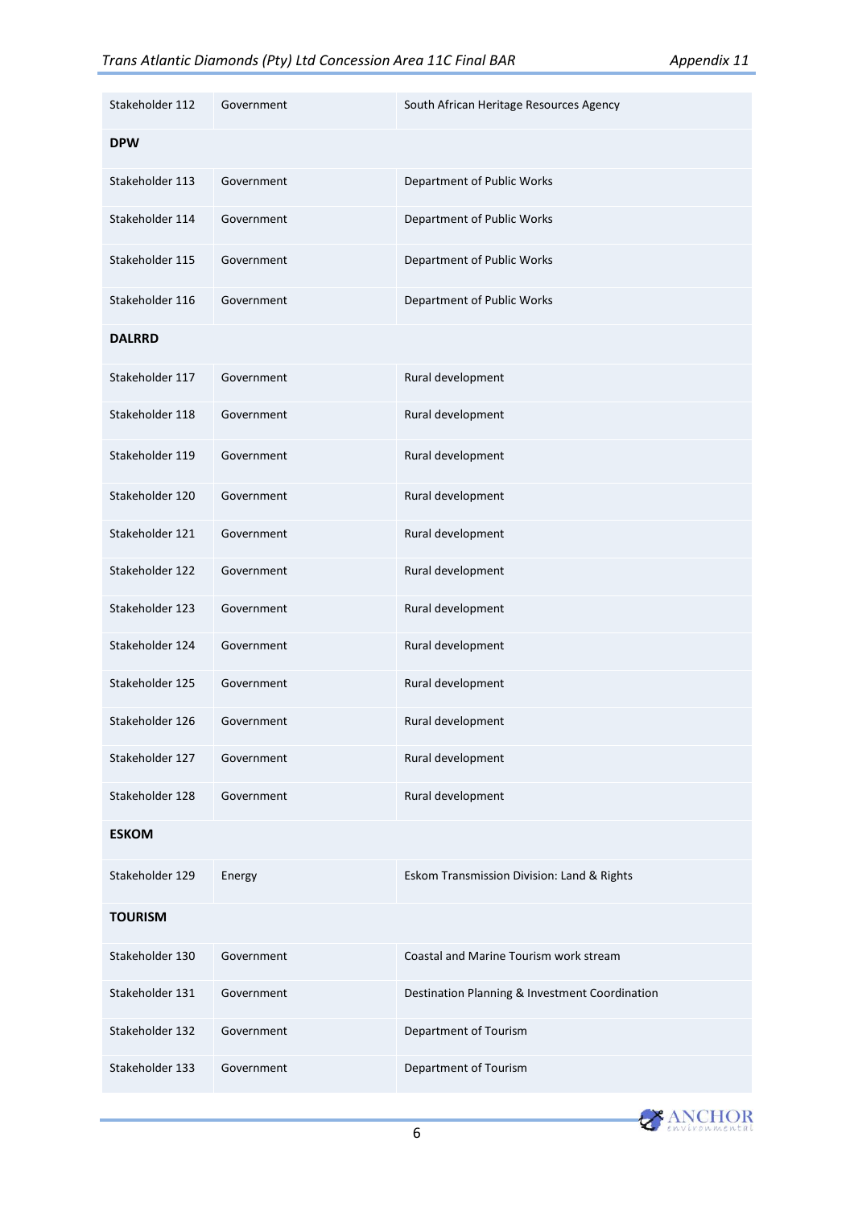| Stakeholder 112 | Government | South African Heritage Resources Agency |
| --- | --- | --- |
| **DPW** | | |
| Stakeholder 113 | Government | Department of Public Works |
| Stakeholder 114 | Government | Department of Public Works |
| Stakeholder 115 | Government | Department of Public Works |
| Stakeholder 116 | Government | Department of Public Works |
| **DALRRD** | | |
| Stakeholder 117 | Government | Rural development |
| Stakeholder 118 | Government | Rural development |
| Stakeholder 119 | Government | Rural development |
| Stakeholder 120 | Government | Rural development |
| Stakeholder 121 | Government | Rural development |
| Stakeholder 122 | Government | Rural development |
| Stakeholder 123 | Government | Rural development |
| Stakeholder 124 | Government | Rural development |
| Stakeholder 125 | Government | Rural development |
| Stakeholder 126 | Government | Rural development |
| Stakeholder 127 | Government | Rural development |
| Stakeholder 128 | Government | Rural development |
| **ESKOM** | | |
| Stakeholder 129 | Energy | Eskom Transmission Division: Land & Rights |
| **TOURISM** | | |
| Stakeholder 130 | Government | Coastal and Marine Tourism work stream |
| Stakeholder 131 | Government | Destination Planning & Investment Coordination |
| Stakeholder 132 | Government | Department of Tourism |
| Stakeholder 133 | Government | Department of Tourism |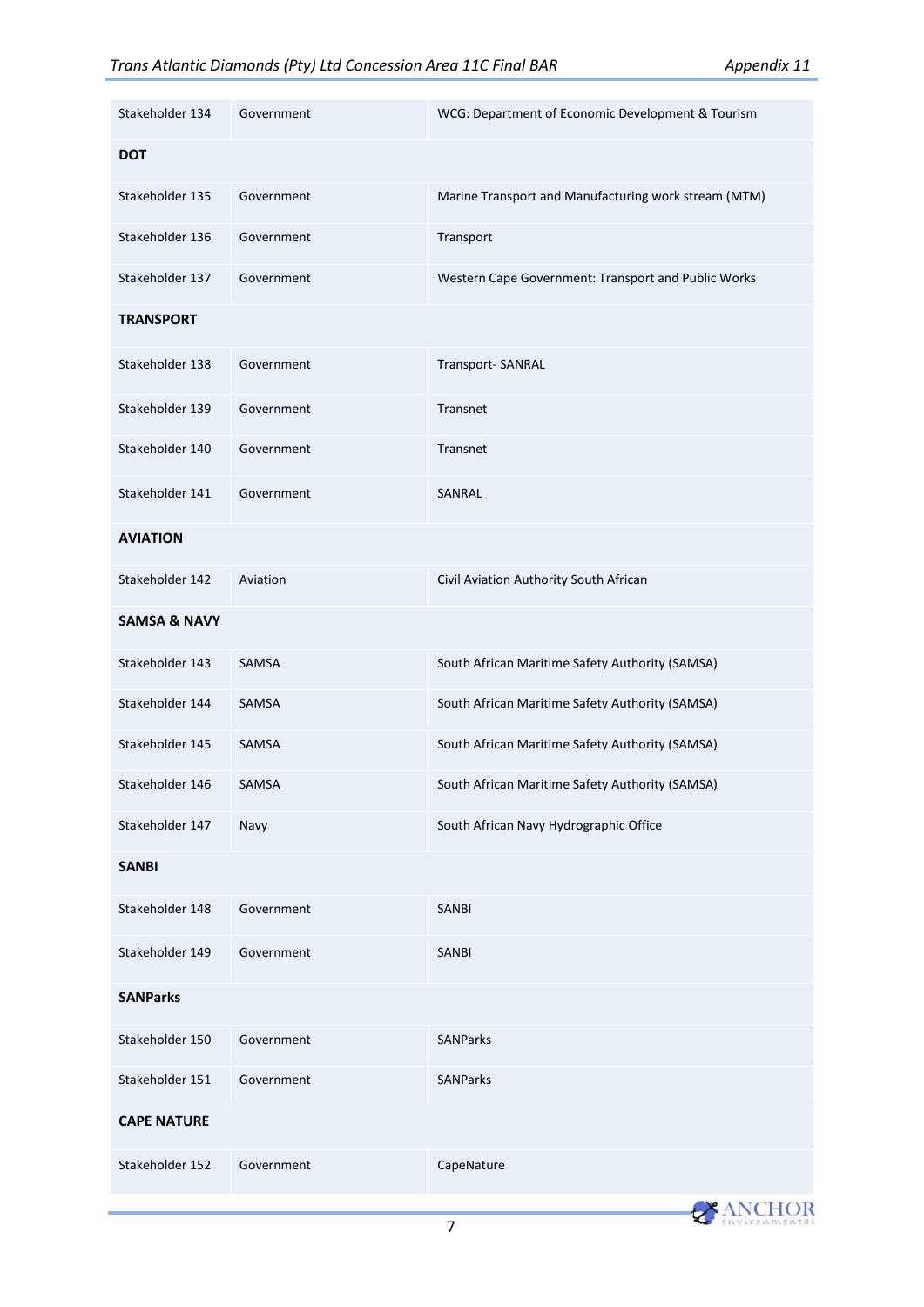| Stakeholder 134 | Government | WCG: Department of Economic Development & Tourism |
|---|---|---|
| **DOT** | | |
| Stakeholder 135 | Government | Marine Transport and Manufacturing work stream (MTM) |
| Stakeholder 136 | Government | Transport |
| Stakeholder 137 | Government | Western Cape Government: Transport and Public Works |
| **TRANSPORT** | | |
| Stakeholder 138 | Government | Transport- SANRAL |
| Stakeholder 139 | Government | Transnet |
| Stakeholder 140 | Government | Transnet |
| Stakeholder 141 | Government | SANRAL |
| **AVIATION** | | |
| Stakeholder 142 | Aviation | Civil Aviation Authority South African |
| **SAMSA & NAVY** | | |
| Stakeholder 143 | SAMSA | South African Maritime Safety Authority (SAMSA) |
| Stakeholder 144 | SAMSA | South African Maritime Safety Authority (SAMSA) |
| Stakeholder 145 | SAMSA | South African Maritime Safety Authority (SAMSA) |
| Stakeholder 146 | SAMSA | South African Maritime Safety Authority (SAMSA) |
| Stakeholder 147 | Navy | South African Navy Hydrographic Office |
| **SANBI** | | |
| Stakeholder 148 | Government | SANBI |
| Stakeholder 149 | Government | SANBI |
| **SANParks** | | |
| Stakeholder 150 | Government | SANParks |
| Stakeholder 151 | Government | SANParks |
| **CAPE NATURE** | | |
| Stakeholder 152 | Government | CapeNature |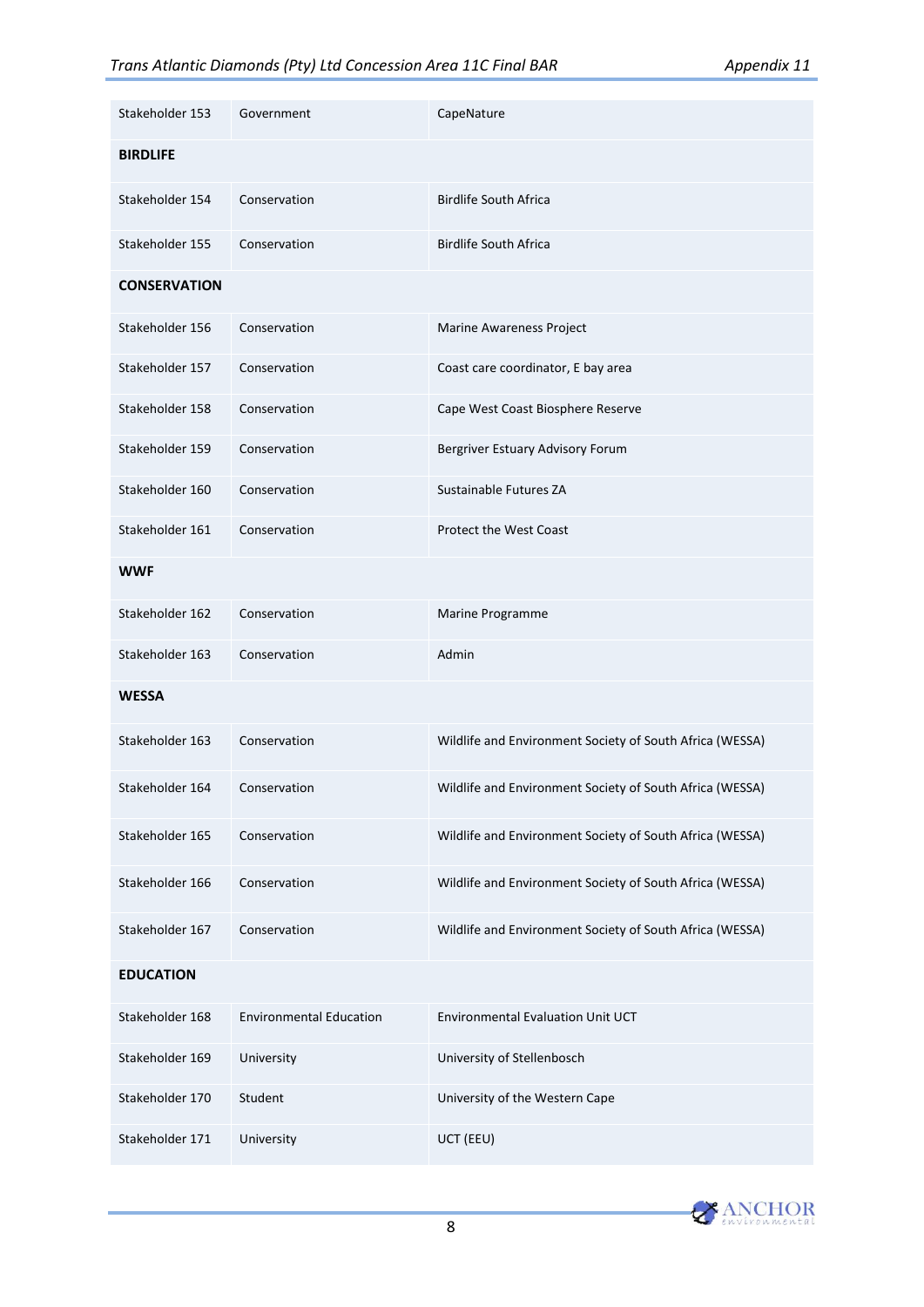| | | |
|---|---|---|
| Stakeholder 153 | Government | CapeNature |
| **BIRDLIFE** | | |
| Stakeholder 154 | Conservation | Birdlife South Africa |
| Stakeholder 155 | Conservation | Birdlife South Africa |
| **CONSERVATION** | | |
| Stakeholder 156 | Conservation | Marine Awareness Project |
| Stakeholder 157 | Conservation | Coast care coordinator, E bay area |
| Stakeholder 158 | Conservation | Cape West Coast Biosphere Reserve |
| Stakeholder 159 | Conservation | Bergriver Estuary Advisory Forum |
| Stakeholder 160 | Conservation | Sustainable Futures ZA |
| Stakeholder 161 | Conservation | Protect the West Coast |
| **WWF** | | |
| Stakeholder 162 | Conservation | Marine Programme |
| Stakeholder 163 | Conservation | Admin |
| **WESSA** | | |
| Stakeholder 163 | Conservation | Wildlife and Environment Society of South Africa (WESSA) |
| Stakeholder 164 | Conservation | Wildlife and Environment Society of South Africa (WESSA) |
| Stakeholder 165 | Conservation | Wildlife and Environment Society of South Africa (WESSA) |
| Stakeholder 166 | Conservation | Wildlife and Environment Society of South Africa (WESSA) |
| Stakeholder 167 | Conservation | Wildlife and Environment Society of South Africa (WESSA) |
| **EDUCATION** | | |
| Stakeholder 168 | Environmental Education | Environmental Evaluation Unit UCT |
| Stakeholder 169 | University | University of Stellenbosch |
| Stakeholder 170 | Student | University of the Western Cape |
| Stakeholder 171 | University | UCT (EEU) |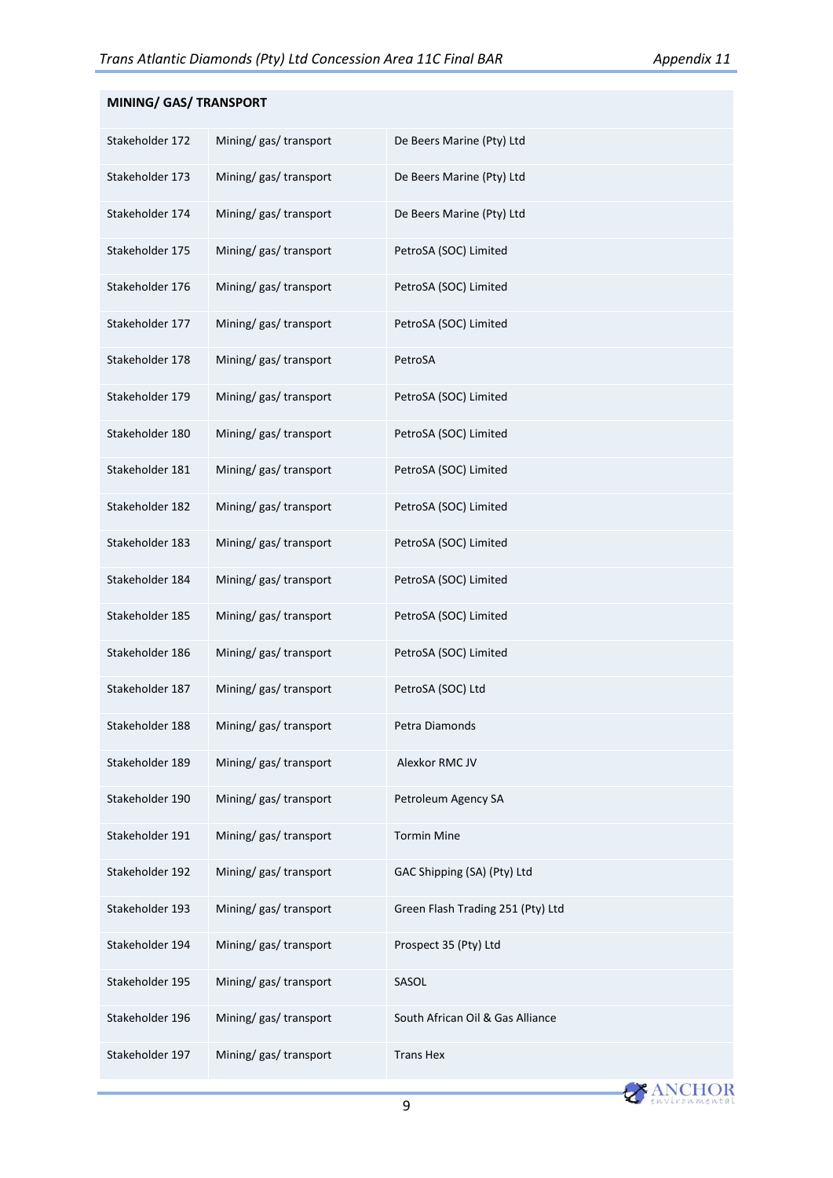| MINING/ GAS/ TRANSPORT | | |
|---|---|---|
| Stakeholder 172 | Mining/ gas/ transport | De Beers Marine (Pty) Ltd |
| Stakeholder 173 | Mining/ gas/ transport | De Beers Marine (Pty) Ltd |
| Stakeholder 174 | Mining/ gas/ transport | De Beers Marine (Pty) Ltd |
| Stakeholder 175 | Mining/ gas/ transport | PetroSA (SOC) Limited |
| Stakeholder 176 | Mining/ gas/ transport | PetroSA (SOC) Limited |
| Stakeholder 177 | Mining/ gas/ transport | PetroSA (SOC) Limited |
| Stakeholder 178 | Mining/ gas/ transport | PetroSA |
| Stakeholder 179 | Mining/ gas/ transport | PetroSA (SOC) Limited |
| Stakeholder 180 | Mining/ gas/ transport | PetroSA (SOC) Limited |
| Stakeholder 181 | Mining/ gas/ transport | PetroSA (SOC) Limited |
| Stakeholder 182 | Mining/ gas/ transport | PetroSA (SOC) Limited |
| Stakeholder 183 | Mining/ gas/ transport | PetroSA (SOC) Limited |
| Stakeholder 184 | Mining/ gas/ transport | PetroSA (SOC) Limited |
| Stakeholder 185 | Mining/ gas/ transport | PetroSA (SOC) Limited |
| Stakeholder 186 | Mining/ gas/ transport | PetroSA (SOC) Limited |
| Stakeholder 187 | Mining/ gas/ transport | PetroSA (SOC) Ltd |
| Stakeholder 188 | Mining/ gas/ transport | Petra Diamonds |
| Stakeholder 189 | Mining/ gas/ transport | Alexkor RMC JV |
| Stakeholder 190 | Mining/ gas/ transport | Petroleum Agency SA |
| Stakeholder 191 | Mining/ gas/ transport | Tormin Mine |
| Stakeholder 192 | Mining/ gas/ transport | GAC Shipping (SA) (Pty) Ltd |
| Stakeholder 193 | Mining/ gas/ transport | Green Flash Trading 251 (Pty) Ltd |
| Stakeholder 194 | Mining/ gas/ transport | Prospect 35 (Pty) Ltd |
| Stakeholder 195 | Mining/ gas/ transport | SASOL |
| Stakeholder 196 | Mining/ gas/ transport | South African Oil & Gas Alliance |
| Stakeholder 197 | Mining/ gas/ transport | Trans Hex |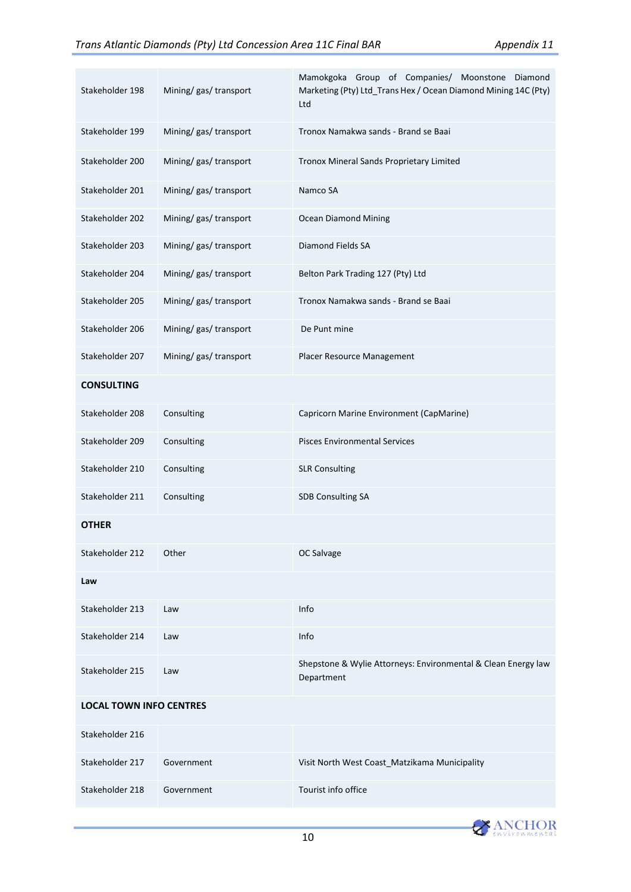| | | |
|---|---|---|
| Stakeholder 198 | Mining/ gas/ transport | Mamokgoka Group of Companies/ Moonstone Diamond Marketing (Pty) Ltd_Trans Hex / Ocean Diamond Mining 14C (Pty) Ltd |
| Stakeholder 199 | Mining/ gas/ transport | Tronox Namakwa sands - Brand se Baai |
| Stakeholder 200 | Mining/ gas/ transport | Tronox Mineral Sands Proprietary Limited |
| Stakeholder 201 | Mining/ gas/ transport | Namco SA |
| Stakeholder 202 | Mining/ gas/ transport | Ocean Diamond Mining |
| Stakeholder 203 | Mining/ gas/ transport | Diamond Fields SA |
| Stakeholder 204 | Mining/ gas/ transport | Belton Park Trading 127 (Pty) Ltd |
| Stakeholder 205 | Mining/ gas/ transport | Tronox Namakwa sands - Brand se Baai |
| Stakeholder 206 | Mining/ gas/ transport | De Punt mine |
| Stakeholder 207 | Mining/ gas/ transport | Placer Resource Management |
| **CONSULTING** | | |
| Stakeholder 208 | Consulting | Capricorn Marine Environment (CapMarine) |
| Stakeholder 209 | Consulting | Pisces Environmental Services |
| Stakeholder 210 | Consulting | SLR Consulting |
| Stakeholder 211 | Consulting | SDB Consulting SA |
| **OTHER** | | |
| Stakeholder 212 | Other | OC Salvage |
| **Law** | | |
| Stakeholder 213 | Law | Info |
| Stakeholder 214 | Law | Info |
| Stakeholder 215 | Law | Shepstone & Wylie Attorneys: Environmental & Clean Energy law Department |
| **LOCAL TOWN INFO CENTRES** | | |
| Stakeholder 216 | | |
| Stakeholder 217 | Government | Visit North West Coast_Matzikama Municipality |
| Stakeholder 218 | Government | Tourist info office |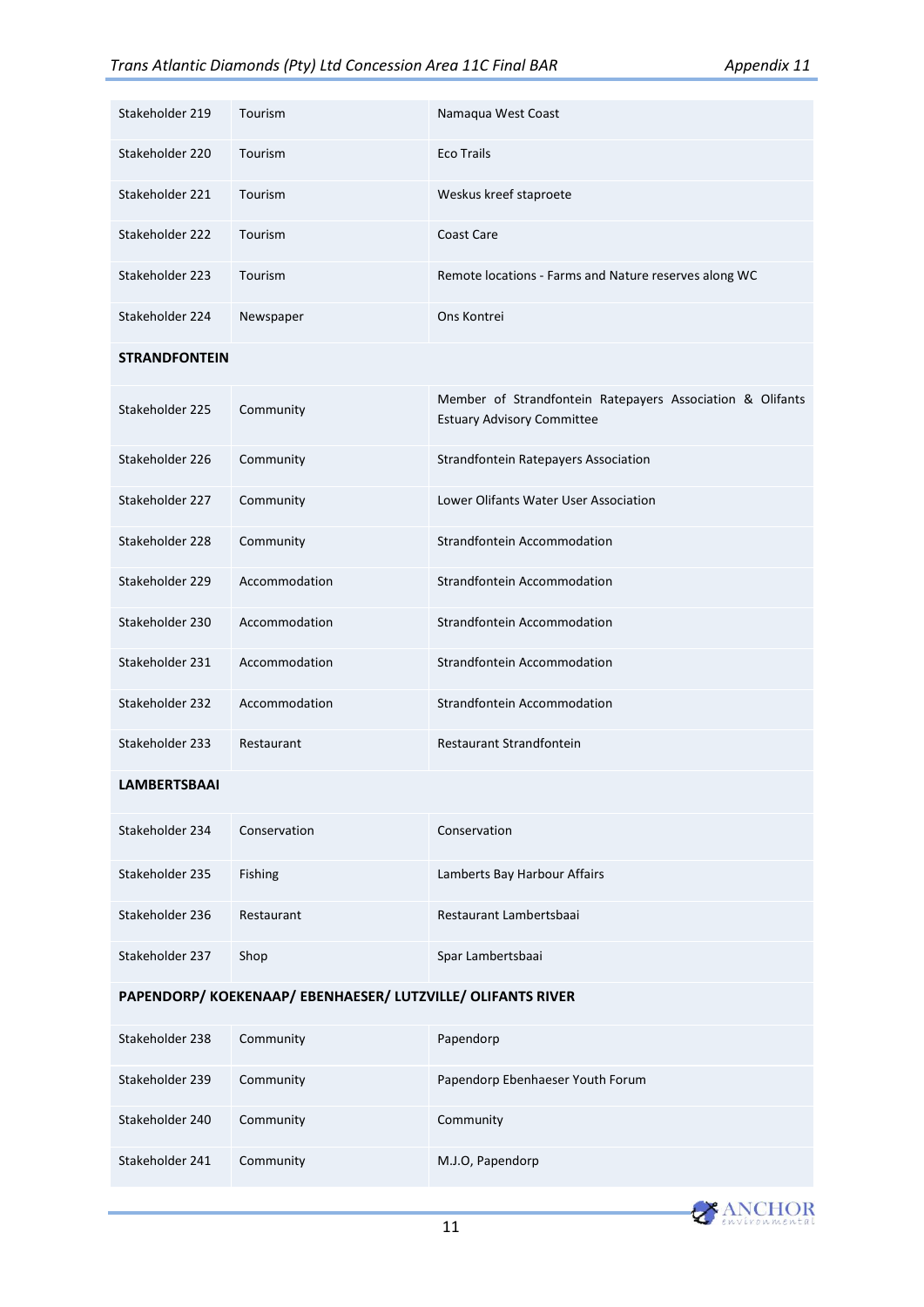| | | |
|---|---|---|
| Stakeholder 219 | Tourism | Namaqua West Coast |
| Stakeholder 220 | Tourism | Eco Trails |
| Stakeholder 221 | Tourism | Weskus kreef staproete |
| Stakeholder 222 | Tourism | Coast Care |
| Stakeholder 223 | Tourism | Remote locations - Farms and Nature reserves along WC |
| Stakeholder 224 | Newspaper | Ons Kontrei |
| **STRANDFONTEIN** | | |
| Stakeholder 225 | Community | Member of Strandfontein Ratepayers Association & Olifants Estuary Advisory Committee |
| Stakeholder 226 | Community | Strandfontein Ratepayers Association |
| Stakeholder 227 | Community | Lower Olifants Water User Association |
| Stakeholder 228 | Community | Strandfontein Accommodation |
| Stakeholder 229 | Accommodation | Strandfontein Accommodation |
| Stakeholder 230 | Accommodation | Strandfontein Accommodation |
| Stakeholder 231 | Accommodation | Strandfontein Accommodation |
| Stakeholder 232 | Accommodation | Strandfontein Accommodation |
| Stakeholder 233 | Restaurant | Restaurant Strandfontein |
| **LAMBERTSBAAI** | | |
| Stakeholder 234 | Conservation | Conservation |
| Stakeholder 235 | Fishing | Lamberts Bay Harbour Affairs |
| Stakeholder 236 | Restaurant | Restaurant Lambertsbaai |
| Stakeholder 237 | Shop | Spar Lambertsbaai |
| **PAPENDORP/ KOEKENAAP/ EBENHAESER/ LUTZVILLE/ OLIFANTS RIVER** | | |
| Stakeholder 238 | Community | Papendorp |
| Stakeholder 239 | Community | Papendorp Ebenhaeser Youth Forum |
| Stakeholder 240 | Community | Community |
| Stakeholder 241 | Community | M.J.O, Papendorp |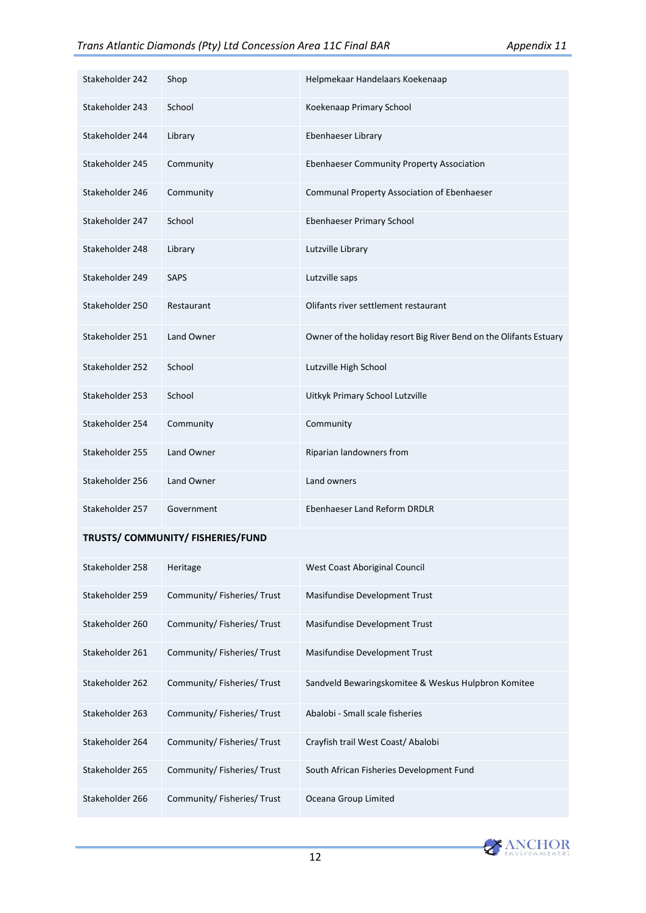| Stakeholder 242 | Shop | Helpmekaar Handelaars Koekenaap |
|---|---|---|
| Stakeholder 243 | School | Koekenaap Primary School |
| Stakeholder 244 | Library | Ebenhaeser Library |
| Stakeholder 245 | Community | Ebenhaeser Community Property Association |
| Stakeholder 246 | Community | Communal Property Association of Ebenhaeser |
| Stakeholder 247 | School | Ebenhaeser Primary School |
| Stakeholder 248 | Library | Lutzville Library |
| Stakeholder 249 | SAPS | Lutzville saps |
| Stakeholder 250 | Restaurant | Olifants river settlement restaurant |
| Stakeholder 251 | Land Owner | Owner of the holiday resort Big River Bend on the Olifants Estuary |
| Stakeholder 252 | School | Lutzville High School |
| Stakeholder 253 | School | Uitkyk Primary School Lutzville |
| Stakeholder 254 | Community | Community |
| Stakeholder 255 | Land Owner | Riparian landowners from |
| Stakeholder 256 | Land Owner | Land owners |
| Stakeholder 257 | Government | Ebenhaeser Land Reform DRDLR |
| **TRUSTS/ COMMUNITY/ FISHERIES/FUND** | | |
| Stakeholder 258 | Heritage | West Coast Aboriginal Council |
| Stakeholder 259 | Community/ Fisheries/ Trust | Masifundise Development Trust |
| Stakeholder 260 | Community/ Fisheries/ Trust | Masifundise Development Trust |
| Stakeholder 261 | Community/ Fisheries/ Trust | Masifundise Development Trust |
| Stakeholder 262 | Community/ Fisheries/ Trust | Sandveld Bewaringskomitee & Weskus Hulpbron Komitee |
| Stakeholder 263 | Community/ Fisheries/ Trust | Abalobi - Small scale fisheries |
| Stakeholder 264 | Community/ Fisheries/ Trust | Crayfish trail West Coast/ Abalobi |
| Stakeholder 265 | Community/ Fisheries/ Trust | South African Fisheries Development Fund |
| Stakeholder 266 | Community/ Fisheries/ Trust | Oceana Group Limited |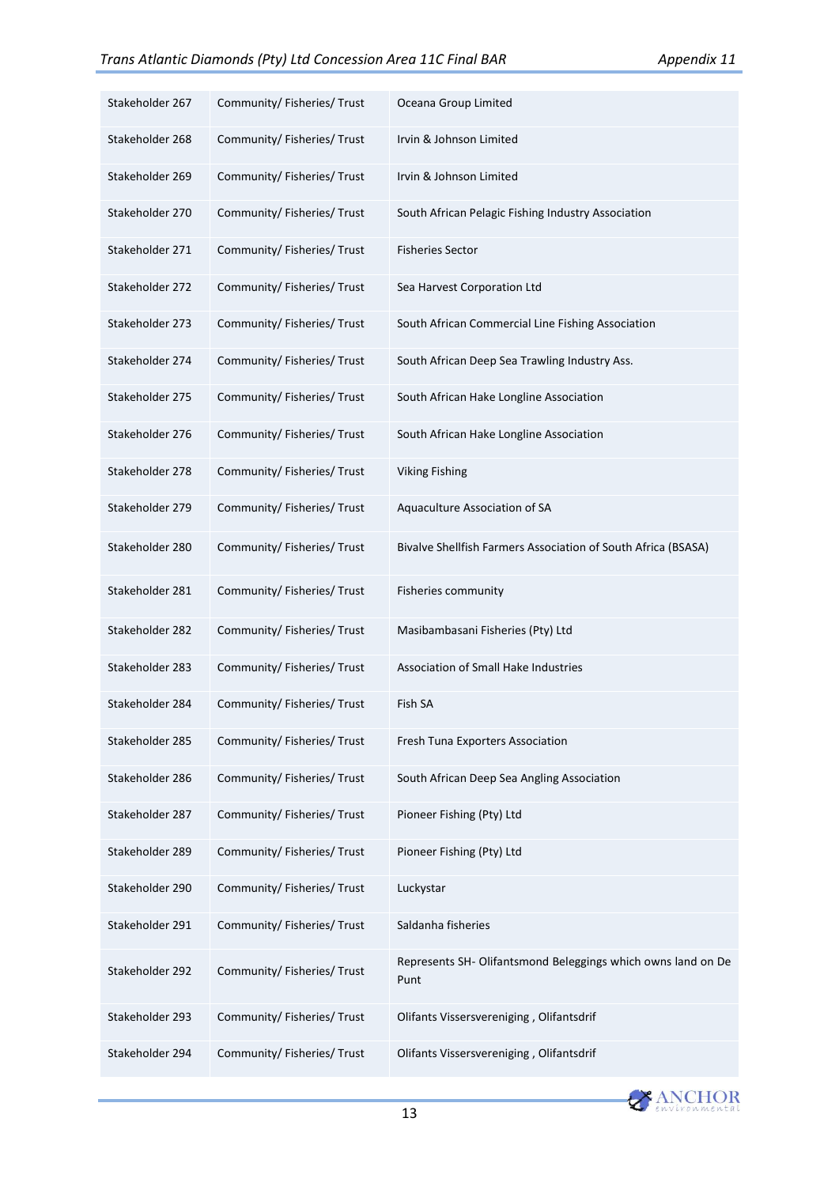| Stakeholder 267 | Community/ Fisheries/ Trust | Oceana Group Limited |
|---|---|---|
| Stakeholder 268 | Community/ Fisheries/ Trust | Irvin & Johnson Limited |
| Stakeholder 269 | Community/ Fisheries/ Trust | Irvin & Johnson Limited |
| Stakeholder 270 | Community/ Fisheries/ Trust | South African Pelagic Fishing Industry Association |
| Stakeholder 271 | Community/ Fisheries/ Trust | Fisheries Sector |
| Stakeholder 272 | Community/ Fisheries/ Trust | Sea Harvest Corporation Ltd |
| Stakeholder 273 | Community/ Fisheries/ Trust | South African Commercial Line Fishing Association |
| Stakeholder 274 | Community/ Fisheries/ Trust | South African Deep Sea Trawling Industry Ass. |
| Stakeholder 275 | Community/ Fisheries/ Trust | South African Hake Longline Association |
| Stakeholder 276 | Community/ Fisheries/ Trust | South African Hake Longline Association |
| Stakeholder 278 | Community/ Fisheries/ Trust | Viking Fishing |
| Stakeholder 279 | Community/ Fisheries/ Trust | Aquaculture Association of SA |
| Stakeholder 280 | Community/ Fisheries/ Trust | Bivalve Shellfish Farmers Association of South Africa (BSASA) |
| Stakeholder 281 | Community/ Fisheries/ Trust | Fisheries community |
| Stakeholder 282 | Community/ Fisheries/ Trust | Masibambasani Fisheries (Pty) Ltd |
| Stakeholder 283 | Community/ Fisheries/ Trust | Association of Small Hake Industries |
| Stakeholder 284 | Community/ Fisheries/ Trust | Fish SA |
| Stakeholder 285 | Community/ Fisheries/ Trust | Fresh Tuna Exporters Association |
| Stakeholder 286 | Community/ Fisheries/ Trust | South African Deep Sea Angling Association |
| Stakeholder 287 | Community/ Fisheries/ Trust | Pioneer Fishing (Pty) Ltd |
| Stakeholder 289 | Community/ Fisheries/ Trust | Pioneer Fishing (Pty) Ltd |
| Stakeholder 290 | Community/ Fisheries/ Trust | Luckystar |
| Stakeholder 291 | Community/ Fisheries/ Trust | Saldanha fisheries |
| Stakeholder 292 | Community/ Fisheries/ Trust | Represents SH- Olifantsmond Beleggings which owns land on De Punt |
| Stakeholder 293 | Community/ Fisheries/ Trust | Olifants Vissersvereniging , Olifantsdrif |
| Stakeholder 294 | Community/ Fisheries/ Trust | Olifants Vissersvereniging , Olifantsdrif |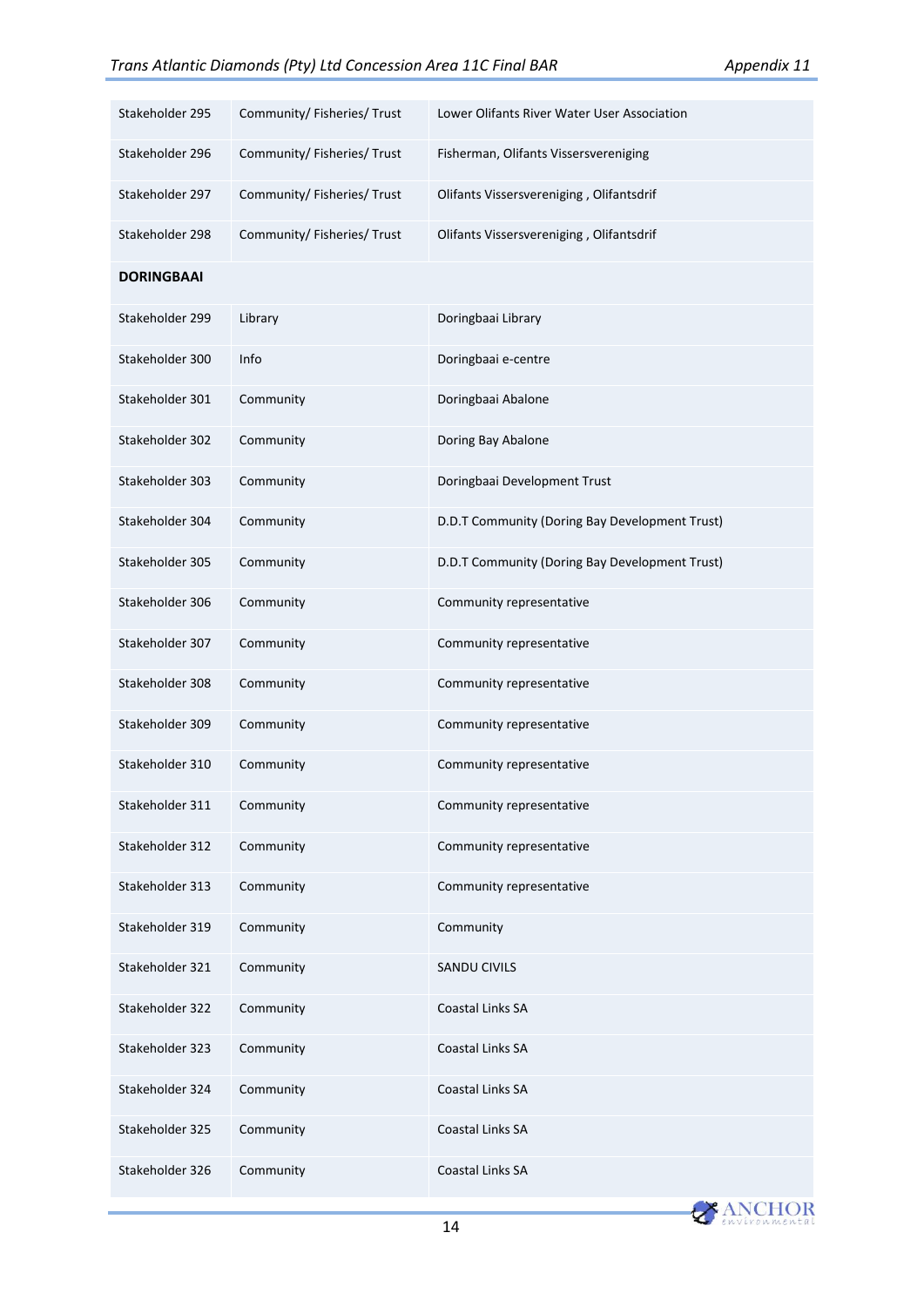| | | |
|---|---|---|
| Stakeholder 295 | Community/ Fisheries/ Trust | Lower Olifants River Water User Association |
| Stakeholder 296 | Community/ Fisheries/ Trust | Fisherman, Olifants Vissersvereniging |
| Stakeholder 297 | Community/ Fisheries/ Trust | Olifants Vissersvereniging , Olifantsdrif |
| Stakeholder 298 | Community/ Fisheries/ Trust | Olifants Vissersvereniging , Olifantsdrif |
| **DORINGBAAI** | | |
| Stakeholder 299 | Library | Doringbaai Library |
| Stakeholder 300 | Info | Doringbaai e-centre |
| Stakeholder 301 | Community | Doringbaai Abalone |
| Stakeholder 302 | Community | Doring Bay Abalone |
| Stakeholder 303 | Community | Doringbaai Development Trust |
| Stakeholder 304 | Community | D.D.T Community (Doring Bay Development Trust) |
| Stakeholder 305 | Community | D.D.T Community (Doring Bay Development Trust) |
| Stakeholder 306 | Community | Community representative |
| Stakeholder 307 | Community | Community representative |
| Stakeholder 308 | Community | Community representative |
| Stakeholder 309 | Community | Community representative |
| Stakeholder 310 | Community | Community representative |
| Stakeholder 311 | Community | Community representative |
| Stakeholder 312 | Community | Community representative |
| Stakeholder 313 | Community | Community representative |
| Stakeholder 319 | Community | Community |
| Stakeholder 321 | Community | SANDU CIVILS |
| Stakeholder 322 | Community | Coastal Links SA |
| Stakeholder 323 | Community | Coastal Links SA |
| Stakeholder 324 | Community | Coastal Links SA |
| Stakeholder 325 | Community | Coastal Links SA |
| Stakeholder 326 | Community | Coastal Links SA |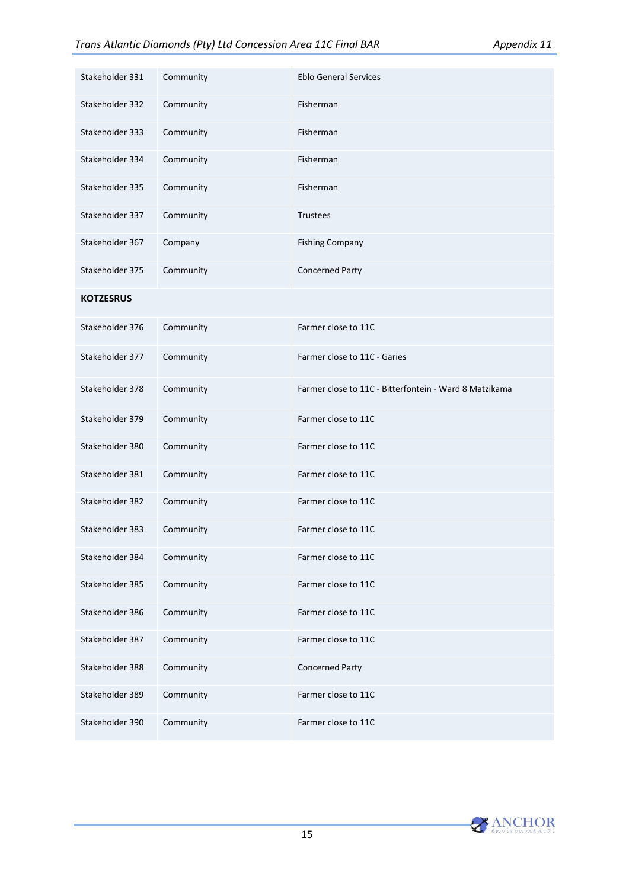| | | |
|---|---|---|
| Stakeholder 331 | Community | Eblo General Services |
| Stakeholder 332 | Community | Fisherman |
| Stakeholder 333 | Community | Fisherman |
| Stakeholder 334 | Community | Fisherman |
| Stakeholder 335 | Community | Fisherman |
| Stakeholder 337 | Community | Trustees |
| Stakeholder 367 | Company | Fishing Company |
| Stakeholder 375 | Community | Concerned Party |
| **KOTZESRUS** | | |
| Stakeholder 376 | Community | Farmer close to 11C |
| Stakeholder 377 | Community | Farmer close to 11C - Garies |
| Stakeholder 378 | Community | Farmer close to 11C - Bitterfontein - Ward 8 Matzikama |
| Stakeholder 379 | Community | Farmer close to 11C |
| Stakeholder 380 | Community | Farmer close to 11C |
| Stakeholder 381 | Community | Farmer close to 11C |
| Stakeholder 382 | Community | Farmer close to 11C |
| Stakeholder 383 | Community | Farmer close to 11C |
| Stakeholder 384 | Community | Farmer close to 11C |
| Stakeholder 385 | Community | Farmer close to 11C |
| Stakeholder 386 | Community | Farmer close to 11C |
| Stakeholder 387 | Community | Farmer close to 11C |
| Stakeholder 388 | Community | Concerned Party |
| Stakeholder 389 | Community | Farmer close to 11C |
| Stakeholder 390 | Community | Farmer close to 11C |